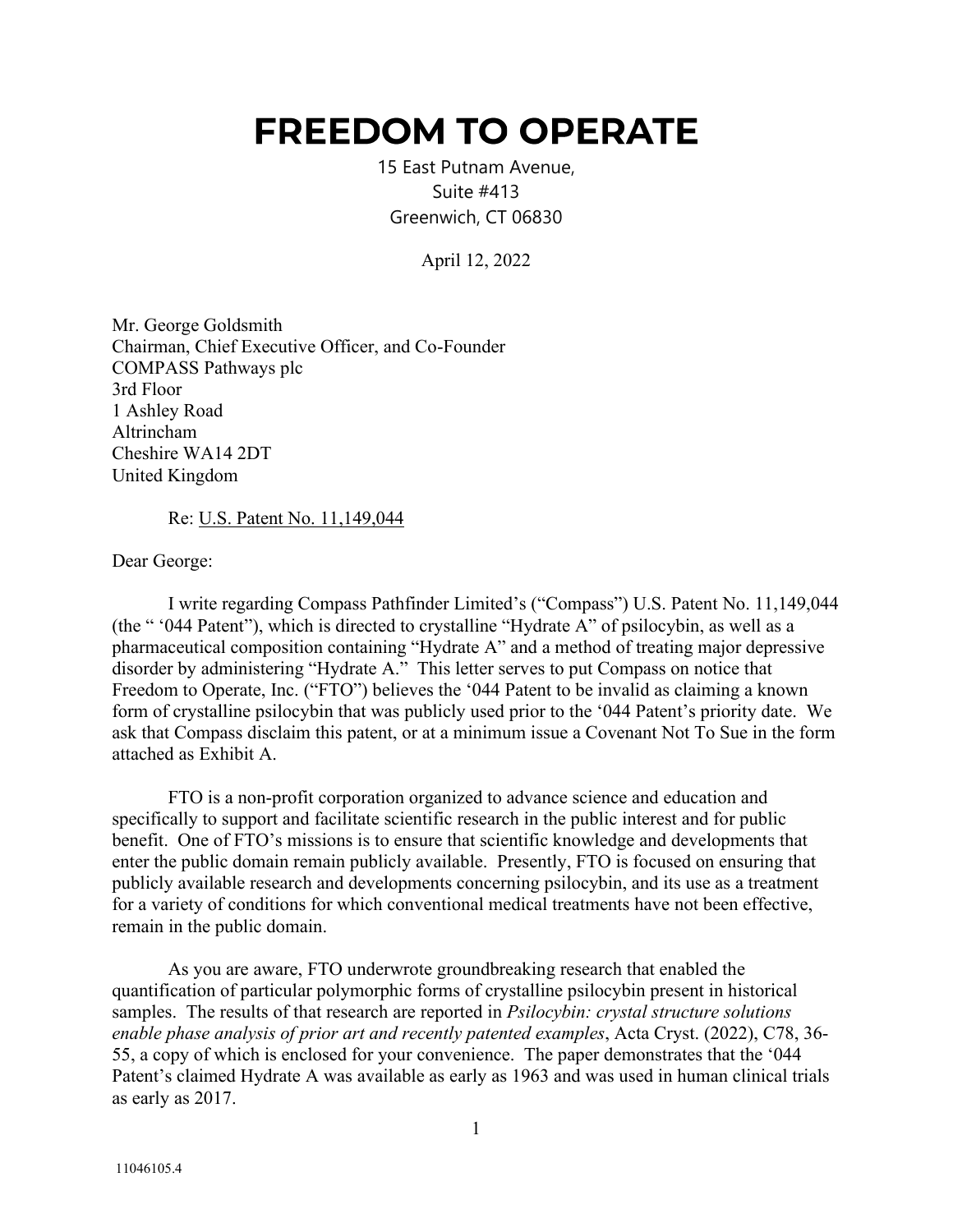# FREEDOM TO OPERATE

15 East Putnam Avenue,
Suite #413
Greenwich, CT 06830

April 12, 2022

Mr. George Goldsmith
Chairman, Chief Executive Officer, and Co-Founder
COMPASS Pathways plc
3rd Floor
1 Ashley Road
Altrincham
Cheshire WA14 2DT
United Kingdom

Re: U.S. Patent No. 11,149,044

Dear George:

I write regarding Compass Pathfinder Limited's ("Compass") U.S. Patent No. 11,149,044 (the " '044 Patent"), which is directed to crystalline "Hydrate A" of psilocybin, as well as a pharmaceutical composition containing "Hydrate A" and a method of treating major depressive disorder by administering "Hydrate A." This letter serves to put Compass on notice that Freedom to Operate, Inc. ("FTO") believes the '044 Patent to be invalid as claiming a known form of crystalline psilocybin that was publicly used prior to the '044 Patent's priority date. We ask that Compass disclaim this patent, or at a minimum issue a Covenant Not To Sue in the form attached as Exhibit A.

FTO is a non-profit corporation organized to advance science and education and specifically to support and facilitate scientific research in the public interest and for public benefit. One of FTO's missions is to ensure that scientific knowledge and developments that enter the public domain remain publicly available. Presently, FTO is focused on ensuring that publicly available research and developments concerning psilocybin, and its use as a treatment for a variety of conditions for which conventional medical treatments have not been effective, remain in the public domain.

As you are aware, FTO underwrote groundbreaking research that enabled the quantification of particular polymorphic forms of crystalline psilocybin present in historical samples. The results of that research are reported in *Psilocybin: crystal structure solutions enable phase analysis of prior art and recently patented examples*, Acta Cryst. (2022), C78, 36-55, a copy of which is enclosed for your convenience. The paper demonstrates that the '044 Patent's claimed Hydrate A was available as early as 1963 and was used in human clinical trials as early as 2017.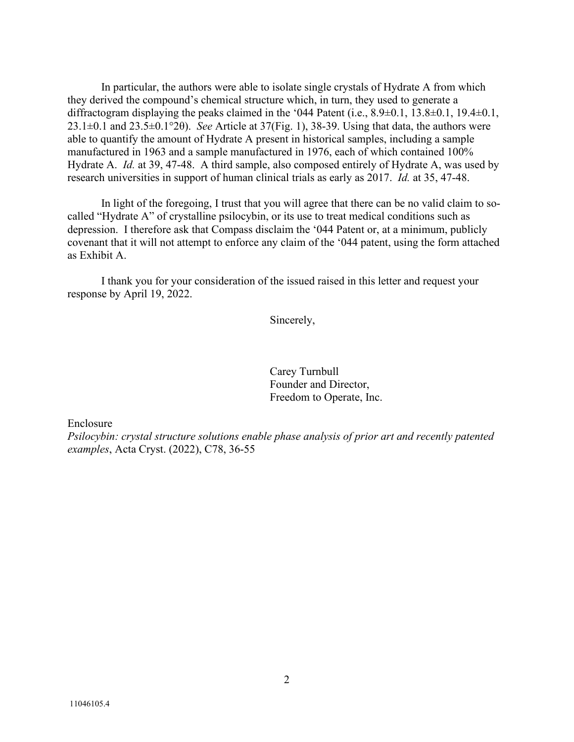In particular, the authors were able to isolate single crystals of Hydrate A from which they derived the compound's chemical structure which, in turn, they used to generate a diffractogram displaying the peaks claimed in the '044 Patent (i.e., 8.9±0.1, 13.8±0.1, 19.4±0.1, 23.1±0.1 and 23.5±0.1°2θ). *See* Article at 37(Fig. 1), 38-39. Using that data, the authors were able to quantify the amount of Hydrate A present in historical samples, including a sample manufactured in 1963 and a sample manufactured in 1976, each of which contained 100% Hydrate A. *Id.* at 39, 47-48. A third sample, also composed entirely of Hydrate A, was used by research universities in support of human clinical trials as early as 2017. *Id.* at 35, 47-48.

In light of the foregoing, I trust that you will agree that there can be no valid claim to so-called "Hydrate A" of crystalline psilocybin, or its use to treat medical conditions such as depression. I therefore ask that Compass disclaim the '044 Patent or, at a minimum, publicly covenant that it will not attempt to enforce any claim of the '044 patent, using the form attached as Exhibit A.

I thank you for your consideration of the issued raised in this letter and request your response by April 19, 2022.

Sincerely,

Carey Turnbull
Founder and Director,
Freedom to Operate, Inc.

Enclosure
*Psilocybin: crystal structure solutions enable phase analysis of prior art and recently patented examples*, Acta Cryst. (2022), C78, 36-55

11046105.4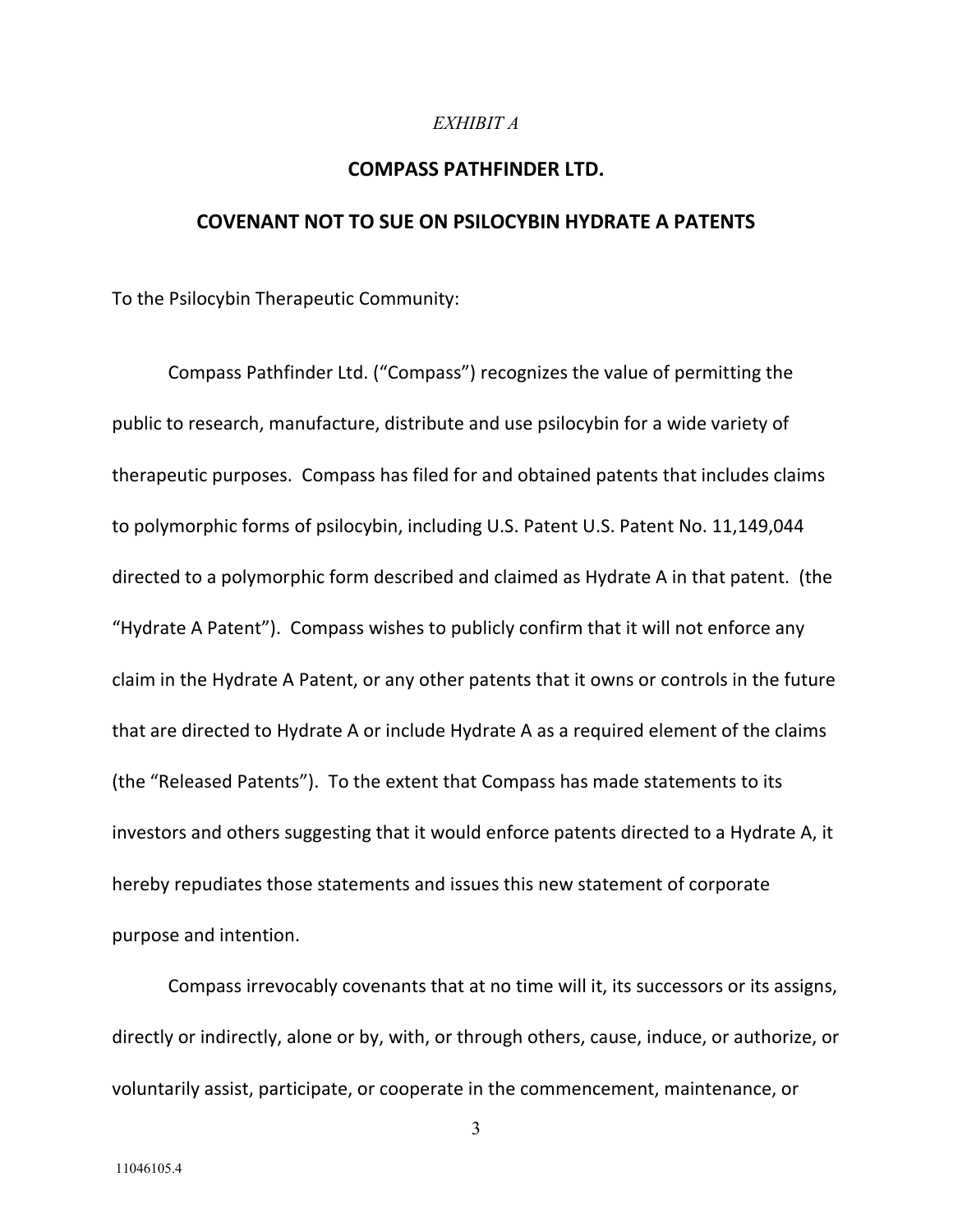*EXHIBIT A*

# COMPASS PATHFINDER LTD.

## COVENANT NOT TO SUE ON PSILOCYBIN HYDRATE A PATENTS

To the Psilocybin Therapeutic Community:

Compass Pathfinder Ltd. ("Compass") recognizes the value of permitting the public to research, manufacture, distribute and use psilocybin for a wide variety of therapeutic purposes. Compass has filed for and obtained patents that includes claims to polymorphic forms of psilocybin, including U.S. Patent U.S. Patent No. 11,149,044 directed to a polymorphic form described and claimed as Hydrate A in that patent. (the "Hydrate A Patent"). Compass wishes to publicly confirm that it will not enforce any claim in the Hydrate A Patent, or any other patents that it owns or controls in the future that are directed to Hydrate A or include Hydrate A as a required element of the claims (the "Released Patents"). To the extent that Compass has made statements to its investors and others suggesting that it would enforce patents directed to a Hydrate A, it hereby repudiates those statements and issues this new statement of corporate purpose and intention.

Compass irrevocably covenants that at no time will it, its successors or its assigns, directly or indirectly, alone or by, with, or through others, cause, induce, or authorize, or voluntarily assist, participate, or cooperate in the commencement, maintenance, or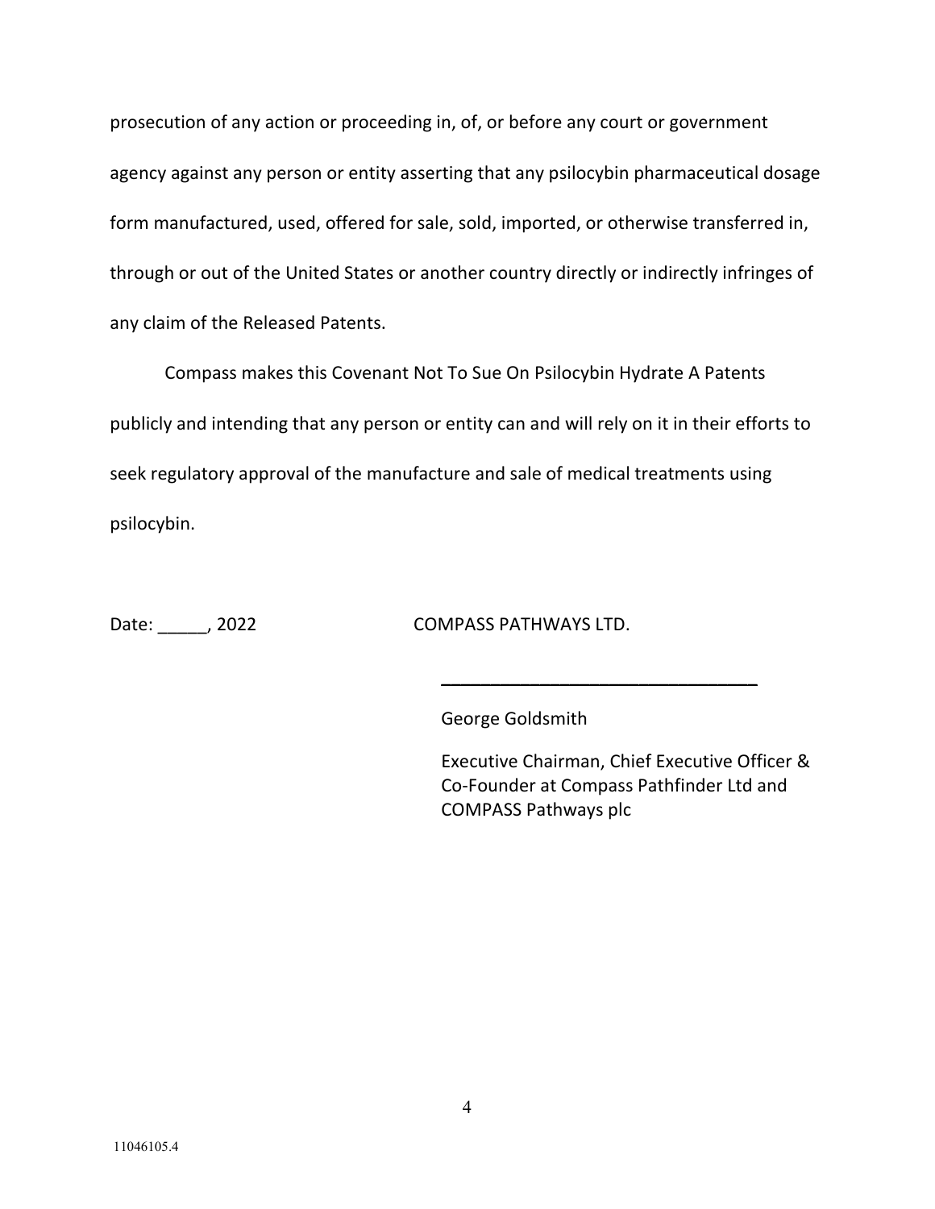prosecution of any action or proceeding in, of, or before any court or government agency against any person or entity asserting that any psilocybin pharmaceutical dosage form manufactured, used, offered for sale, sold, imported, or otherwise transferred in, through or out of the United States or another country directly or indirectly infringes of any claim of the Released Patents.

Compass makes this Covenant Not To Sue On Psilocybin Hydrate A Patents publicly and intending that any person or entity can and will rely on it in their efforts to seek regulatory approval of the manufacture and sale of medical treatments using psilocybin.

Date: _____, 2022

COMPASS PATHWAYS LTD.

________________________________

George Goldsmith

Executive Chairman, Chief Executive Officer & Co-Founder at Compass Pathfinder Ltd and COMPASS Pathways plc

11046105.4